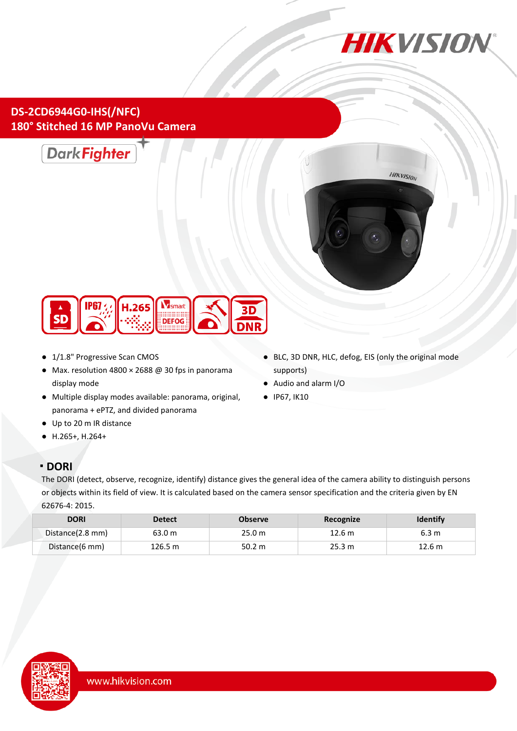# DS-2CD6944G0-IHS(/NFC)

## 180° Stitched 16 MP PanoVu Camera

- 1/1.8" Progressive Scan CMOS
- Max. resolution 4800 × 2688 @ 30 fps in panorama display mode
- Multiple display modes available: panorama, original, panorama + ePTZ, and divided panorama
- Up to 20 m IR distance
- H.265+, H.264+
- BLC, 3D DNR, HLC, defog, EIS (only the original mode supports)
- Audio and alarm I/O
- IP67, IK10

## DORI

The DORI (detect, observe, recognize, identify) distance gives the general idea of the camera ability to distinguish persons or objects within its field of view. It is calculated based on the camera sensor specification and the criteria given by EN 62676-4: 2015.

| DORI | Detect | Observe | Recognize | Identify |
| --- | --- | --- | --- | --- |
| Distance(2.8 mm) | 63.0 m | 25.0 m | 12.6 m | 6.3 m |
| Distance(6 mm) | 126.5 m | 50.2 m | 25.3 m | 12.6 m |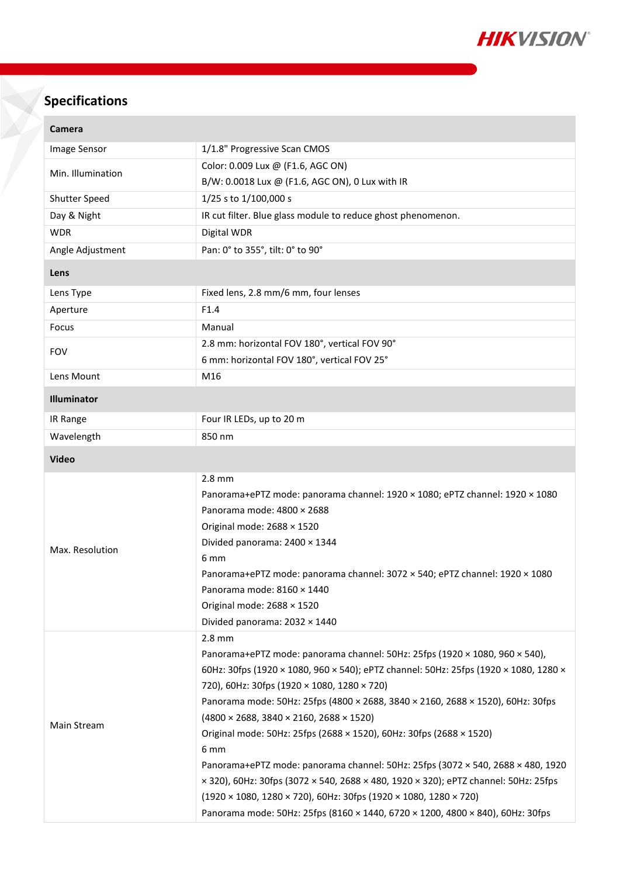## Specifications

| Camera | |
|---|---|
| Image Sensor | 1/1.8" Progressive Scan CMOS |
| Min. Illumination | Color: 0.009 Lux @ (F1.6, AGC ON)<br>B/W: 0.0018 Lux @ (F1.6, AGC ON), 0 Lux with IR |
| Shutter Speed | 1/25 s to 1/100,000 s |
| Day & Night | IR cut filter. Blue glass module to reduce ghost phenomenon. |
| WDR | Digital WDR |
| Angle Adjustment | Pan: 0° to 355°, tilt: 0° to 90° |
| **Lens** | |
| Lens Type | Fixed lens, 2.8 mm/6 mm, four lenses |
| Aperture | F1.4 |
| Focus | Manual |
| FOV | 2.8 mm: horizontal FOV 180°, vertical FOV 90°<br>6 mm: horizontal FOV 180°, vertical FOV 25° |
| Lens Mount | M16 |
| **Illuminator** | |
| IR Range | Four IR LEDs, up to 20 m |
| Wavelength | 850 nm |
| **Video** | |
| Max. Resolution | 2.8 mm<br>Panorama+ePTZ mode: panorama channel: 1920 × 1080; ePTZ channel: 1920 × 1080<br>Panorama mode: 4800 × 2688<br>Original mode: 2688 × 1520<br>Divided panorama: 2400 × 1344<br>6 mm<br>Panorama+ePTZ mode: panorama channel: 3072 × 540; ePTZ channel: 1920 × 1080<br>Panorama mode: 8160 × 1440<br>Original mode: 2688 × 1520<br>Divided panorama: 2032 × 1440 |
| Main Stream | 2.8 mm<br>Panorama+ePTZ mode: panorama channel: 50Hz: 25fps (1920 × 1080, 960 × 540), 60Hz: 30fps (1920 × 1080, 960 × 540); ePTZ channel: 50Hz: 25fps (1920 × 1080, 1280 × 720), 60Hz: 30fps (1920 × 1080, 1280 × 720)<br>Panorama mode: 50Hz: 25fps (4800 × 2688, 3840 × 2160, 2688 × 1520), 60Hz: 30fps (4800 × 2688, 3840 × 2160, 2688 × 1520)<br>Original mode: 50Hz: 25fps (2688 × 1520), 60Hz: 30fps (2688 × 1520)<br>6 mm<br>Panorama+ePTZ mode: panorama channel: 50Hz: 25fps (3072 × 540, 2688 × 480, 1920 × 320), 60Hz: 30fps (3072 × 540, 2688 × 480, 1920 × 320); ePTZ channel: 50Hz: 25fps (1920 × 1080, 1280 × 720), 60Hz: 30fps (1920 × 1080, 1280 × 720)<br>Panorama mode: 50Hz: 25fps (8160 × 1440, 6720 × 1200, 4800 × 840), 60Hz: 30fps |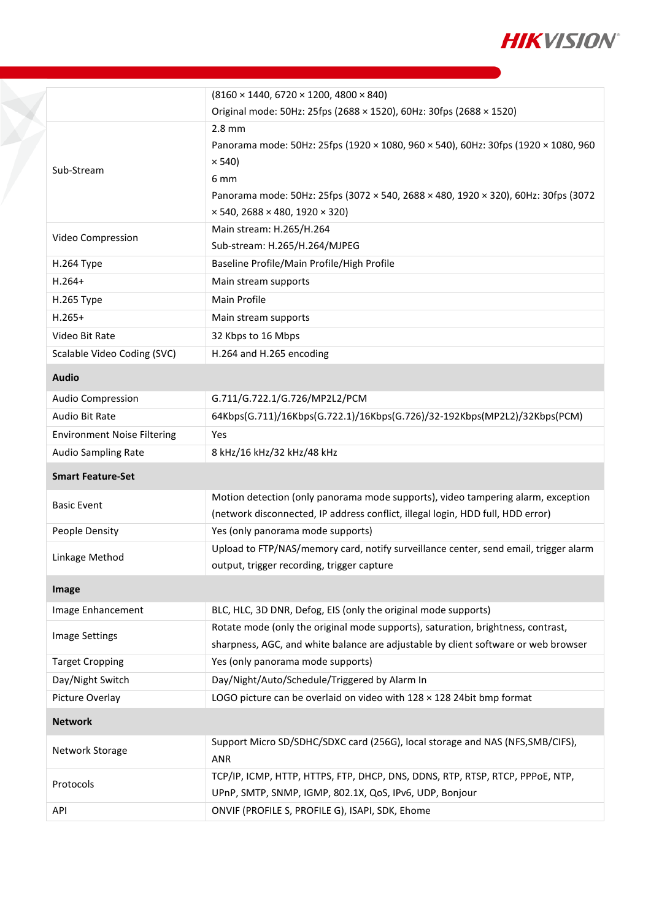| | |
|---|---|
| | (8160 × 1440, 6720 × 1200, 4800 × 840)<br>Original mode: 50Hz: 25fps (2688 × 1520), 60Hz: 30fps (2688 × 1520) |
| Sub-Stream | 2.8 mm<br>Panorama mode: 50Hz: 25fps (1920 × 1080, 960 × 540), 60Hz: 30fps (1920 × 1080, 960 × 540)<br>6 mm<br>Panorama mode: 50Hz: 25fps (3072 × 540, 2688 × 480, 1920 × 320), 60Hz: 30fps (3072 × 540, 2688 × 480, 1920 × 320) |
| Video Compression | Main stream: H.265/H.264<br>Sub-stream: H.265/H.264/MJPEG |
| H.264 Type | Baseline Profile/Main Profile/High Profile |
| H.264+ | Main stream supports |
| H.265 Type | Main Profile |
| H.265+ | Main stream supports |
| Video Bit Rate | 32 Kbps to 16 Mbps |
| Scalable Video Coding (SVC) | H.264 and H.265 encoding |
| **Audio** | |
| Audio Compression | G.711/G.722.1/G.726/MP2L2/PCM |
| Audio Bit Rate | 64Kbps(G.711)/16Kbps(G.722.1)/16Kbps(G.726)/32-192Kbps(MP2L2)/32Kbps(PCM) |
| Environment Noise Filtering | Yes |
| Audio Sampling Rate | 8 kHz/16 kHz/32 kHz/48 kHz |
| **Smart Feature-Set** | |
| Basic Event | Motion detection (only panorama mode supports), video tampering alarm, exception (network disconnected, IP address conflict, illegal login, HDD full, HDD error) |
| People Density | Yes (only panorama mode supports) |
| Linkage Method | Upload to FTP/NAS/memory card, notify surveillance center, send email, trigger alarm output, trigger recording, trigger capture |
| **Image** | |
| Image Enhancement | BLC, HLC, 3D DNR, Defog, EIS (only the original mode supports) |
| Image Settings | Rotate mode (only the original mode supports), saturation, brightness, contrast, sharpness, AGC, and white balance are adjustable by client software or web browser |
| Target Cropping | Yes (only panorama mode supports) |
| Day/Night Switch | Day/Night/Auto/Schedule/Triggered by Alarm In |
| Picture Overlay | LOGO picture can be overlaid on video with 128 × 128 24bit bmp format |
| **Network** | |
| Network Storage | Support Micro SD/SDHC/SDXC card (256G), local storage and NAS (NFS,SMB/CIFS), ANR |
| Protocols | TCP/IP, ICMP, HTTP, HTTPS, FTP, DHCP, DNS, DDNS, RTP, RTSP, RTCP, PPPoE, NTP, UPnP, SMTP, SNMP, IGMP, 802.1X, QoS, IPv6, UDP, Bonjour |
| API | ONVIF (PROFILE S, PROFILE G), ISAPI, SDK, Ehome |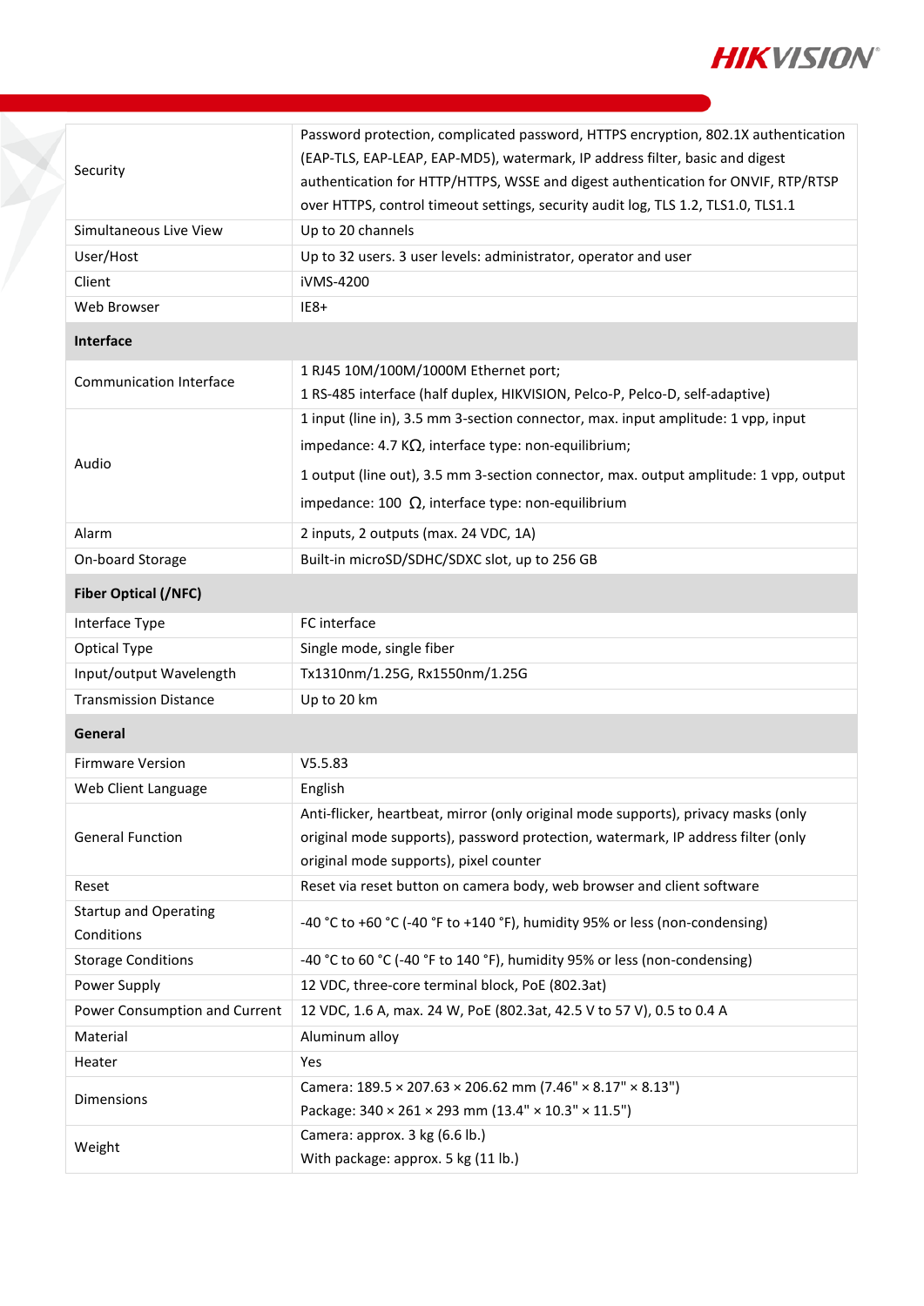| | |
|---|---|
| Security | Password protection, complicated password, HTTPS encryption, 802.1X authentication (EAP-TLS, EAP-LEAP, EAP-MD5), watermark, IP address filter, basic and digest authentication for HTTP/HTTPS, WSSE and digest authentication for ONVIF, RTP/RTSP over HTTPS, control timeout settings, security audit log, TLS 1.2, TLS1.0, TLS1.1 |
| Simultaneous Live View | Up to 20 channels |
| User/Host | Up to 32 users. 3 user levels: administrator, operator and user |
| Client | iVMS-4200 |
| Web Browser | IE8+ |
| **Interface** | |
| Communication Interface | 1 RJ45 10M/100M/1000M Ethernet port;<br>1 RS-485 interface (half duplex, HIKVISION, Pelco-P, Pelco-D, self-adaptive) |
| Audio | 1 input (line in), 3.5 mm 3-section connector, max. input amplitude: 1 vpp, input impedance: 4.7 KΩ, interface type: non-equilibrium;<br>1 output (line out), 3.5 mm 3-section connector, max. output amplitude: 1 vpp, output impedance: 100 Ω, interface type: non-equilibrium |
| Alarm | 2 inputs, 2 outputs (max. 24 VDC, 1A) |
| On-board Storage | Built-in microSD/SDHC/SDXC slot, up to 256 GB |
| **Fiber Optical (/NFC)** | |
| Interface Type | FC interface |
| Optical Type | Single mode, single fiber |
| Input/output Wavelength | Tx1310nm/1.25G, Rx1550nm/1.25G |
| Transmission Distance | Up to 20 km |
| **General** | |
| Firmware Version | V5.5.83 |
| Web Client Language | English |
| General Function | Anti-flicker, heartbeat, mirror (only original mode supports), privacy masks (only original mode supports), password protection, watermark, IP address filter (only original mode supports), pixel counter |
| Reset | Reset via reset button on camera body, web browser and client software |
| Startup and Operating Conditions | -40 °C to +60 °C (-40 °F to +140 °F), humidity 95% or less (non-condensing) |
| Storage Conditions | -40 °C to 60 °C (-40 °F to 140 °F), humidity 95% or less (non-condensing) |
| Power Supply | 12 VDC, three-core terminal block, PoE (802.3at) |
| Power Consumption and Current | 12 VDC, 1.6 A, max. 24 W, PoE (802.3at, 42.5 V to 57 V), 0.5 to 0.4 A |
| Material | Aluminum alloy |
| Heater | Yes |
| Dimensions | Camera: 189.5 × 207.63 × 206.62 mm (7.46" × 8.17" × 8.13")<br>Package: 340 × 261 × 293 mm (13.4" × 10.3" × 11.5") |
| Weight | Camera: approx. 3 kg (6.6 lb.)<br>With package: approx. 5 kg (11 lb.) |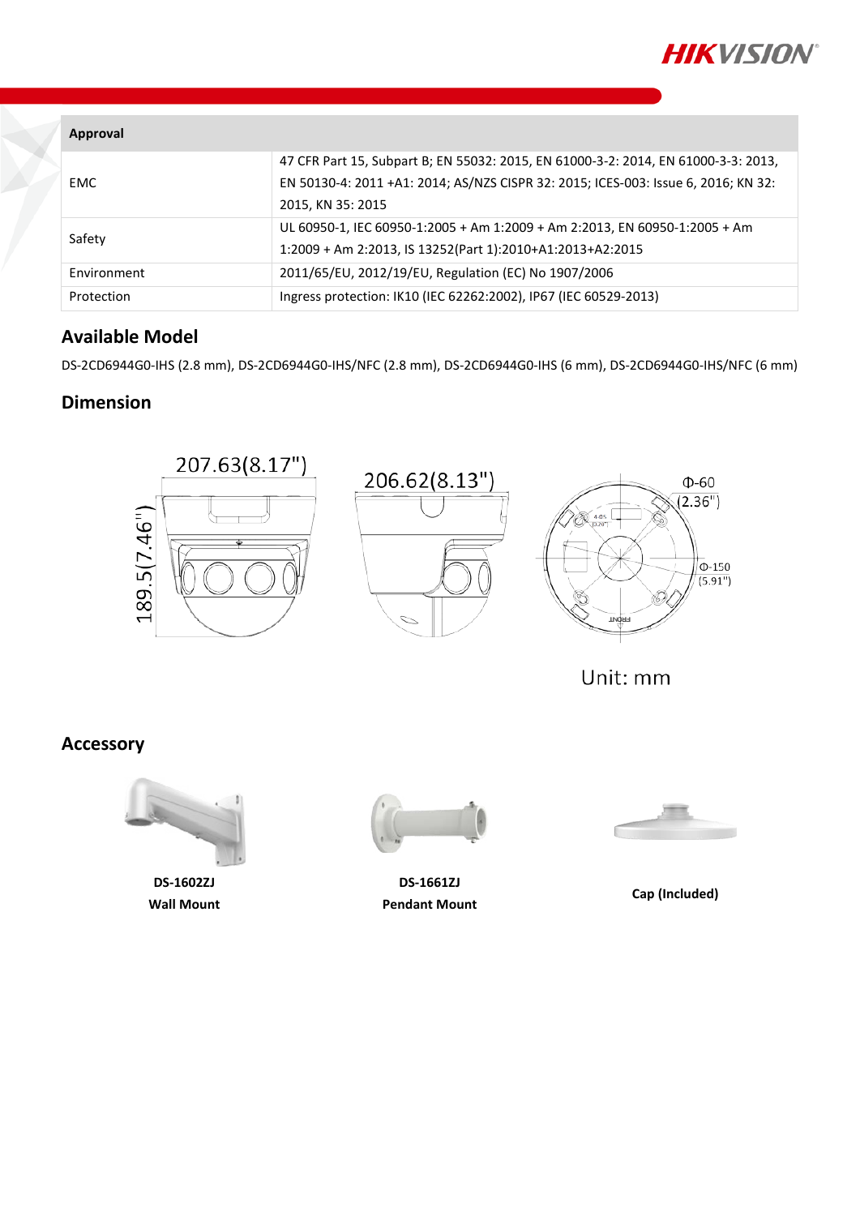| Approval | |
|---|---|
| EMC | 47 CFR Part 15, Subpart B; EN 55032: 2015, EN 61000-3-2: 2014, EN 61000-3-3: 2013, EN 50130-4: 2011 +A1: 2014; AS/NZS CISPR 32: 2015; ICES-003: Issue 6, 2016; KN 32: 2015, KN 35: 2015 |
| Safety | UL 60950-1, IEC 60950-1:2005 + Am 1:2009 + Am 2:2013, EN 60950-1:2005 + Am 1:2009 + Am 2:2013, IS 13252(Part 1):2010+A1:2013+A2:2015 |
| Environment | 2011/65/EU, 2012/19/EU, Regulation (EC) No 1907/2006 |
| Protection | Ingress protection: IK10 (IEC 62262:2002), IP67 (IEC 60529-2013) |

## Available Model

DS-2CD6944G0-IHS (2.8 mm), DS-2CD6944G0-IHS/NFC (2.8 mm), DS-2CD6944G0-IHS (6 mm), DS-2CD6944G0-IHS/NFC (6 mm)

## Dimension

207.63(8.17")

189.5(7.46")

206.62(8.13")

Φ-60 (2.36")

Φ-150 (5.91")

Unit: mm

## Accessory

**DS-1602ZJ**
**Wall Mount**

**DS-1661ZJ**
**Pendant Mount**

**Cap (Included)**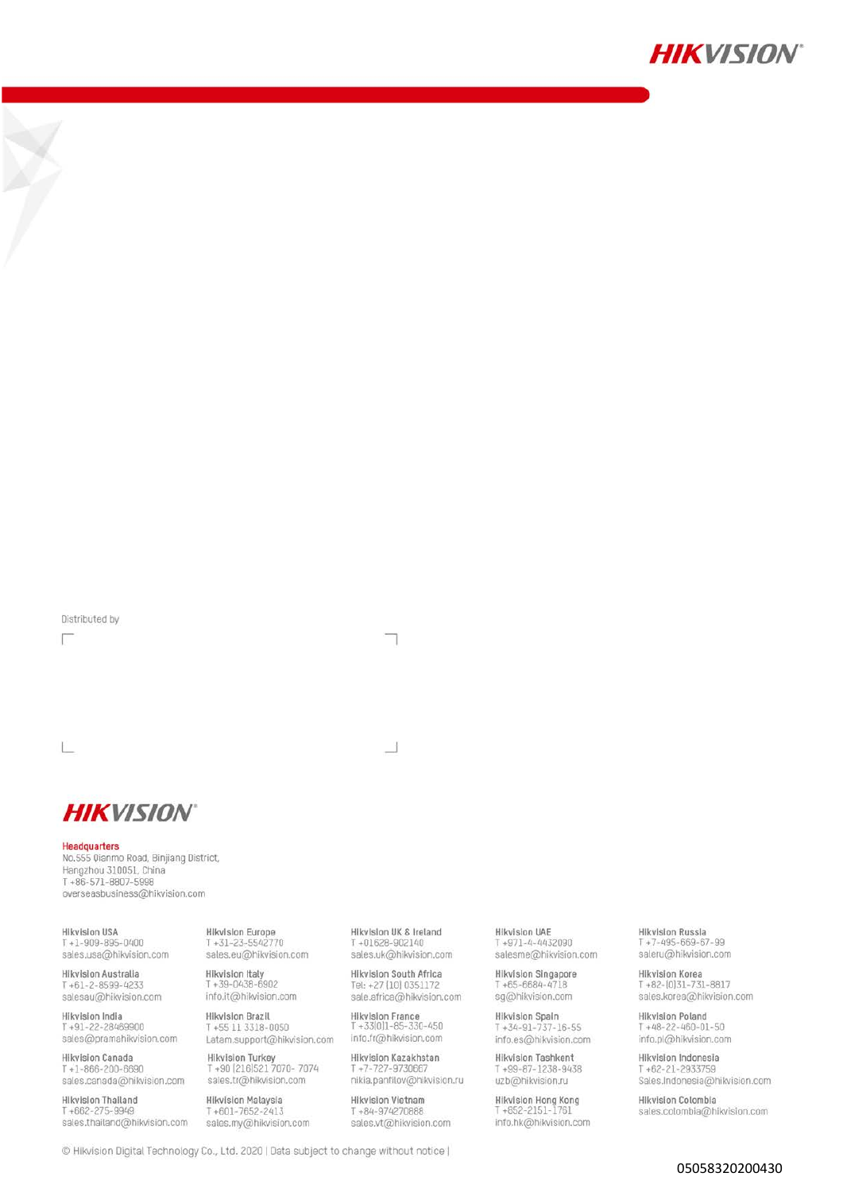Distributed by

**HIKVISION**

**Headquarters**
No.555 Qianmo Road, Binjiang District,
Hangzhou 310051, China
T +86-571-8807-5998
overseasbusiness@hikvision.com

Hikvision USA
T +1-909-895-0400
sales.usa@hikvision.com

Hikvision Australia
T +61-2-8599-4233
salesau@hikvision.com

Hikvision India
T +91-22-28469900
sales@pramahikvision.com

Hikvision Canada
T +1-866-200-6690
sales.canada@hikvision.com

Hikvision Thailand
T +662-275-9949
sales.thailand@hikvision.com

Hikvision Europe
T +31-23-5542770
sales.eu@hikvision.com

Hikvision Italy
T +39-0438-6902
info.it@hikvision.com

Hikvision Brazil
T +55 11 3318-0050
Latam.support@hikvision.com

Hikvision Turkey
T +90 (216)521 7070- 7074
sales.tr@hikvision.com

Hikvision Malaysia
T +601-7652-2413
sales.my@hikvision.com

Hikvision UK & Ireland
T +01628-902140
sales.uk@hikvision.com

Hikvision South Africa
Tel: +27 (10) 0351172
sale.africa@hikvision.com

Hikvision France
T +33(0)1-85-330-450
info.fr@hikvision.com

Hikvision Kazakhstan
T +7-727-9730667
nikia.panfilov@hikvision.ru

Hikvision Vietnam
T +84-974270888
sales.vt@hikvision.com

Hikvision UAE
T +971-4-4432090
salesme@hikvision.com

Hikvision Singapore
T +65-6684-4718
sg@hikvision.com

Hikvision Spain
T +34-91-737-16-55
info.es@hikvision.com

Hikvision Tashkent
T +99-87-1238-9438
uzb@hikvision.ru

Hikvision Hong Kong
T +852-2151-1761
info.hk@hikvision.com

Hikvision Russia
T +7-495-669-67-99
saleru@hikvision.com

Hikvision Korea
T +82-(0)31-731-8817
sales.korea@hikvision.com

Hikvision Poland
T +48-22-460-01-50
info.pl@hikvision.com

Hikvision Indonesia
T +62-21-2933759
Sales.Indonesia@hikvision.com

Hikvision Colombia
sales.colombia@hikvision.com

© Hikvision Digital Technology Co., Ltd. 2020 | Data subject to change without notice |

05058320200430